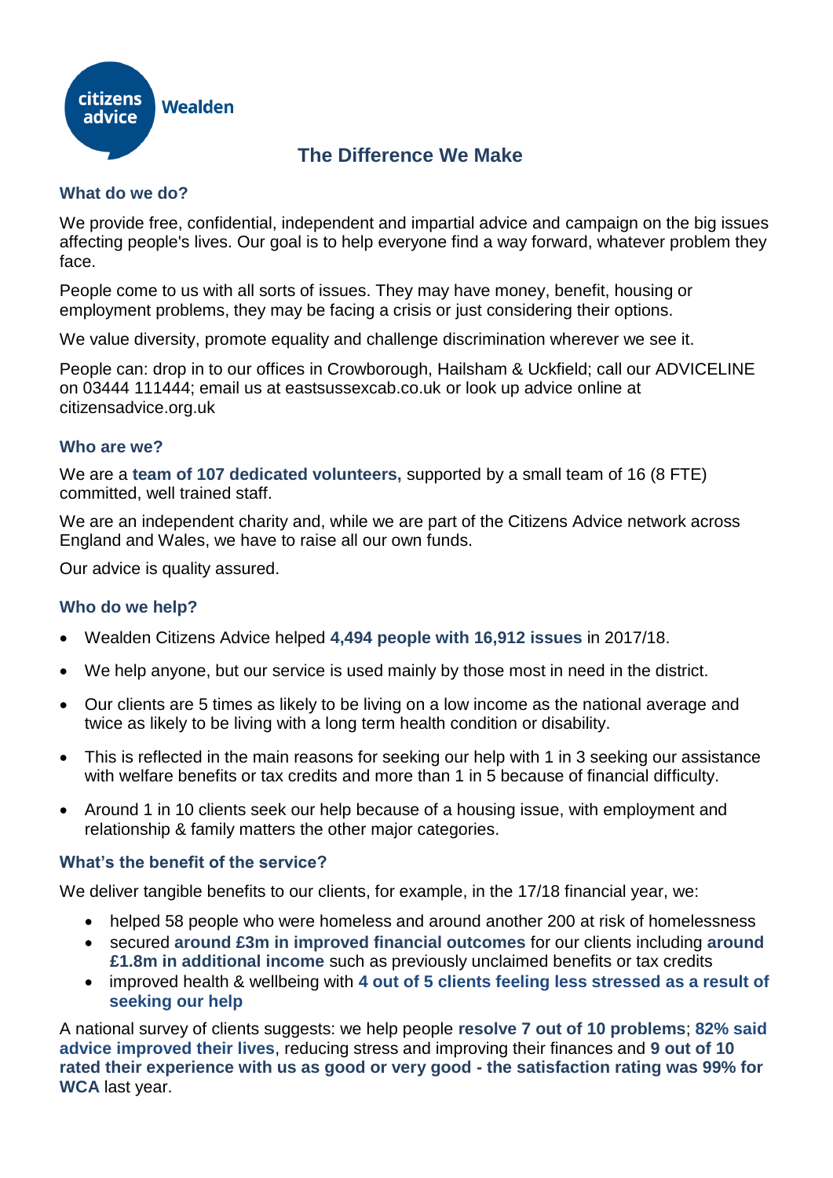citizens advice Wealden

# The Difference We Make

### What do we do?

We provide free, confidential, independent and impartial advice and campaign on the big issues affecting people's lives. Our goal is to help everyone find a way forward, whatever problem they face.

People come to us with all sorts of issues. They may have money, benefit, housing or employment problems, they may be facing a crisis or just considering their options.

We value diversity, promote equality and challenge discrimination wherever we see it.

People can: drop in to our offices in Crowborough, Hailsham & Uckfield; call our ADVICELINE on 03444 111444; email us at eastsussexcab.co.uk or look up advice online at citizensadvice.org.uk

### Who are we?

We are a **team of 107 dedicated volunteers,** supported by a small team of 16 (8 FTE) committed, well trained staff.

We are an independent charity and, while we are part of the Citizens Advice network across England and Wales, we have to raise all our own funds.

Our advice is quality assured.

### Who do we help?

- Wealden Citizens Advice helped **4,494 people with 16,912 issues** in 2017/18.
- We help anyone, but our service is used mainly by those most in need in the district.
- Our clients are 5 times as likely to be living on a low income as the national average and twice as likely to be living with a long term health condition or disability.
- This is reflected in the main reasons for seeking our help with 1 in 3 seeking our assistance with welfare benefits or tax credits and more than 1 in 5 because of financial difficulty.
- Around 1 in 10 clients seek our help because of a housing issue, with employment and relationship & family matters the other major categories.

### What's the benefit of the service?

We deliver tangible benefits to our clients, for example, in the 17/18 financial year, we:

- helped 58 people who were homeless and around another 200 at risk of homelessness
- secured **around £3m in improved financial outcomes** for our clients including **around £1.8m in additional income** such as previously unclaimed benefits or tax credits
- improved health & wellbeing with **4 out of 5 clients feeling less stressed as a result of seeking our help**

A national survey of clients suggests: we help people **resolve 7 out of 10 problems**; **82% said advice improved their lives**, reducing stress and improving their finances and **9 out of 10 rated their experience with us as good or very good - the satisfaction rating was 99% for WCA** last year.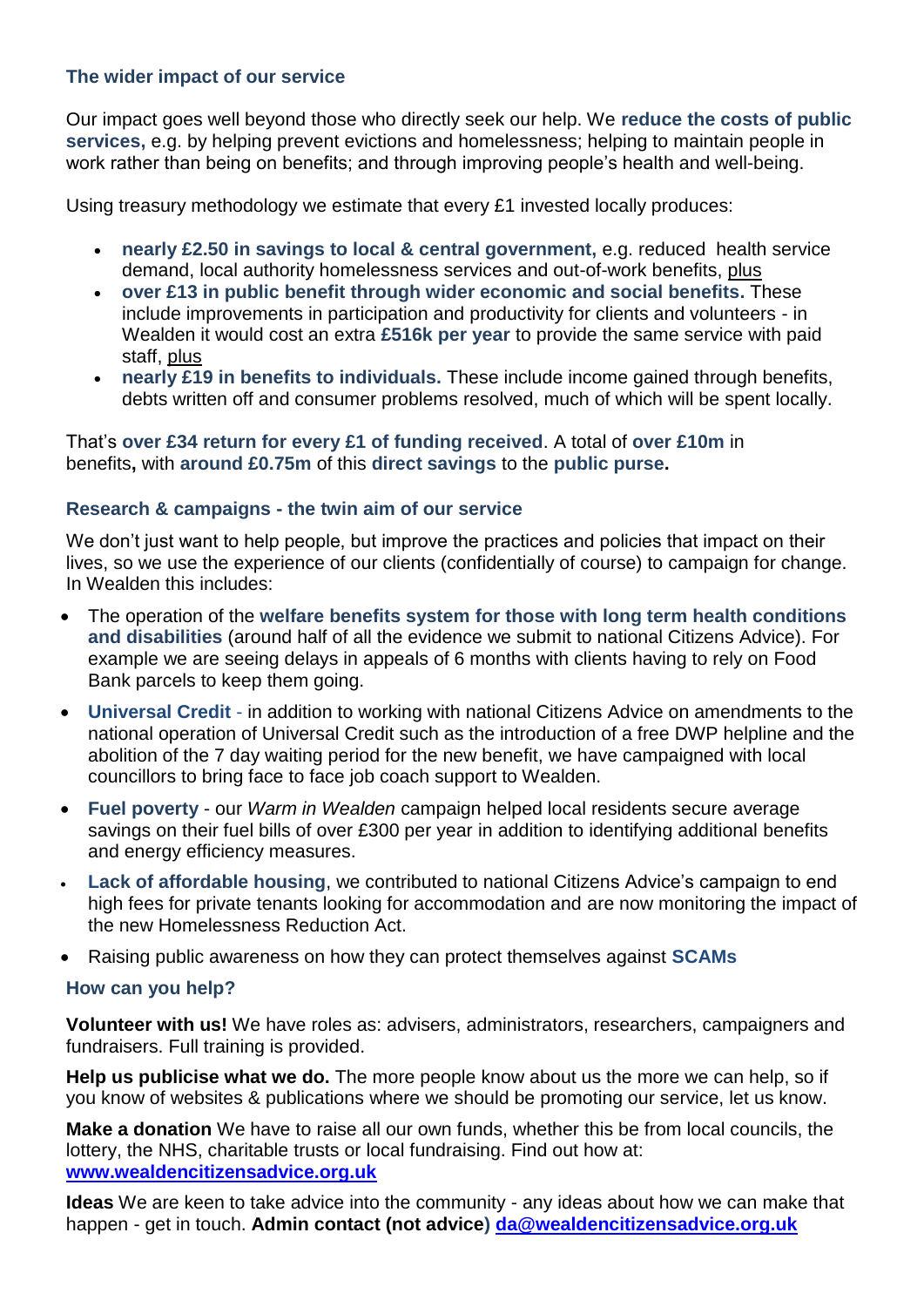## The wider impact of our service

Our impact goes well beyond those who directly seek our help. We **reduce the costs of public services,** e.g. by helping prevent evictions and homelessness; helping to maintain people in work rather than being on benefits; and through improving people's health and well-being.

Using treasury methodology we estimate that every £1 invested locally produces:

- **nearly £2.50 in savings to local & central government,** e.g. reduced health service demand, local authority homelessness services and out-of-work benefits, plus
- **over £13 in public benefit through wider economic and social benefits.** These include improvements in participation and productivity for clients and volunteers - in Wealden it would cost an extra **£516k per year** to provide the same service with paid staff, plus
- **nearly £19 in benefits to individuals.** These include income gained through benefits, debts written off and consumer problems resolved, much of which will be spent locally.

That's **over £34 return for every £1 of funding received**. A total of **over £10m** in benefits**,** with **around £0.75m** of this **direct savings** to the **public purse.**

## Research & campaigns - the twin aim of our service

We don't just want to help people, but improve the practices and policies that impact on their lives, so we use the experience of our clients (confidentially of course) to campaign for change. In Wealden this includes:

- The operation of the **welfare benefits system for those with long term health conditions and disabilities** (around half of all the evidence we submit to national Citizens Advice). For example we are seeing delays in appeals of 6 months with clients having to rely on Food Bank parcels to keep them going.
- **Universal Credit** - in addition to working with national Citizens Advice on amendments to the national operation of Universal Credit such as the introduction of a free DWP helpline and the abolition of the 7 day waiting period for the new benefit, we have campaigned with local councillors to bring face to face job coach support to Wealden.
- **Fuel poverty** - our *Warm in Wealden* campaign helped local residents secure average savings on their fuel bills of over £300 per year in addition to identifying additional benefits and energy efficiency measures.
- **Lack of affordable housing**, we contributed to national Citizens Advice's campaign to end high fees for private tenants looking for accommodation and are now monitoring the impact of the new Homelessness Reduction Act.
- Raising public awareness on how they can protect themselves against **SCAMs**

## How can you help?

**Volunteer with us!** We have roles as: advisers, administrators, researchers, campaigners and fundraisers. Full training is provided.

**Help us publicise what we do.** The more people know about us the more we can help, so if you know of websites & publications where we should be promoting our service, let us know.

**Make a donation** We have to raise all our own funds, whether this be from local councils, the lottery, the NHS, charitable trusts or local fundraising. Find out how at: **www.wealdencitizensadvice.org.uk**

**Ideas** We are keen to take advice into the community - any ideas about how we can make that happen - get in touch. **Admin contact (not advice) da@wealdencitizensadvice.org.uk**